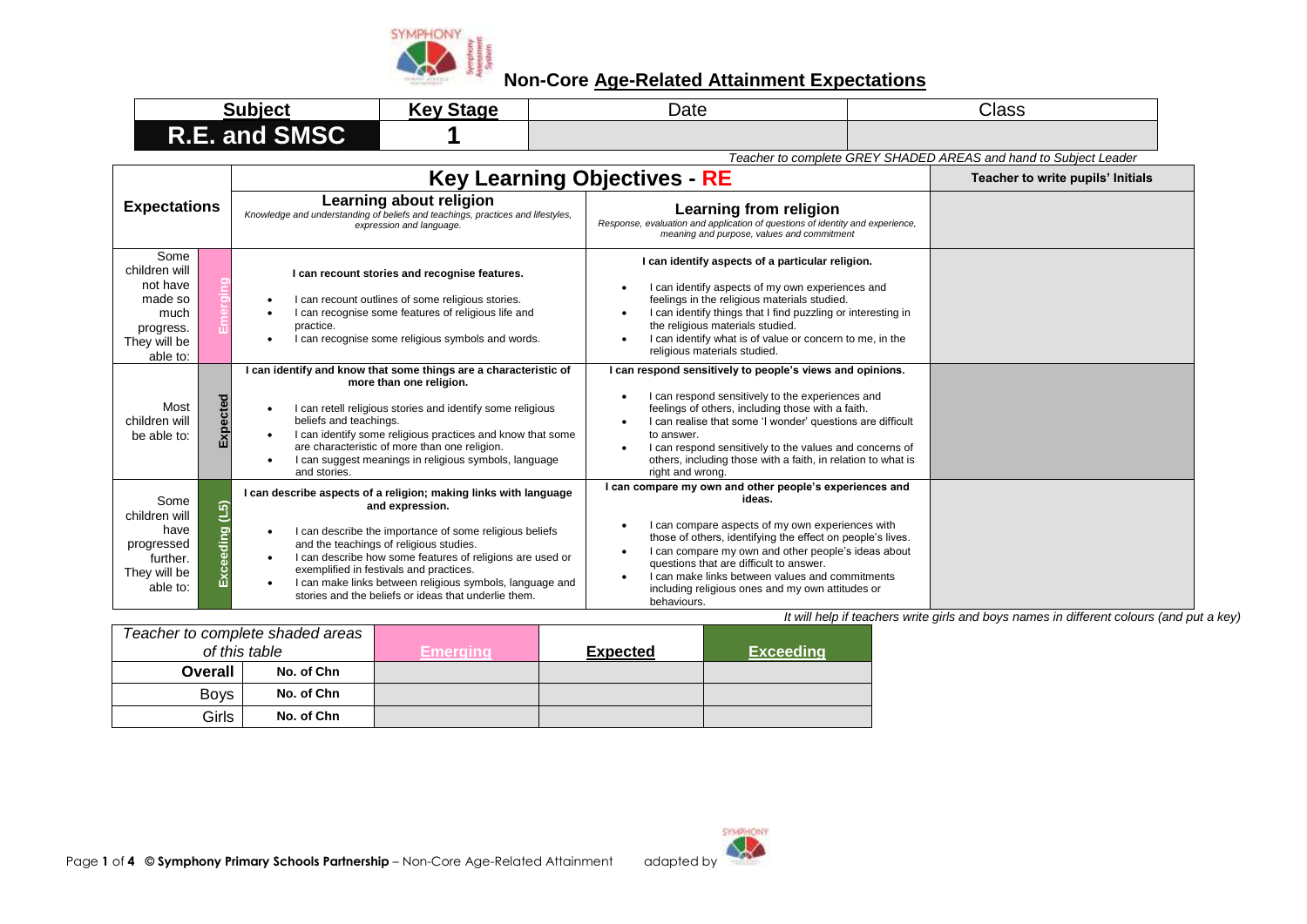# Non-Core Age-Related Attainment Expectations

| Subject | Key Stage | Date | Class |
|---|---|---|---|
| **R.E. and SMSC** | **1** | | |

*Teacher to complete GREY SHADED AREAS and hand to Subject Leader*

| Expectations | | Key Learning Objectives - RE: Learning about religion<br>*Knowledge and understanding of beliefs and teachings, practices and lifestyles, expression and language.* | Key Learning Objectives - RE: Learning from religion<br>*Response, evaluation and application of questions of identity and experience, meaning and purpose, values and commitment* | Teacher to write pupils' Initials |
|---|---|---|---|---|
| Some children will not have made so much progress. They will be able to: | Emerging | **I can recount stories and recognise features.**<br>• I can recount outlines of some religious stories.<br>• I can recognise some features of religious life and practice.<br>• I can recognise some religious symbols and words. | **I can identify aspects of a particular religion.**<br>• I can identify aspects of my own experiences and feelings in the religious materials studied.<br>• I can identify things that I find puzzling or interesting in the religious materials studied.<br>• I can identify what is of value or concern to me, in the religious materials studied. | |
| Most children will be able to: | Expected | **I can identify and know that some things are a characteristic of more than one religion.**<br>• I can retell religious stories and identify some religious beliefs and teachings.<br>• I can identify some religious practices and know that some are characteristic of more than one religion.<br>• I can suggest meanings in religious symbols, language and stories. | **I can respond sensitively to people's views and opinions.**<br>• I can respond sensitively to the experiences and feelings of others, including those with a faith.<br>• I can realise that some 'I wonder' questions are difficult to answer.<br>• I can respond sensitively to the values and concerns of others, including those with a faith, in relation to what is right and wrong. | |
| Some children will have progressed further. They will be able to: | Exceeding (L5) | **I can describe aspects of a religion; making links with language and expression.**<br>• I can describe the importance of some religious beliefs and the teachings of religious studies.<br>• I can describe how some features of religions are used or exemplified in festivals and practices.<br>• I can make links between religious symbols, language and stories and the beliefs or ideas that underlie them. | **I can compare my own and other people's experiences and ideas.**<br>• I can compare aspects of my own experiences with those of others, identifying the effect on people's lives.<br>• I can compare my own and other people's ideas about questions that are difficult to answer.<br>• I can make links between values and commitments including religious ones and my own attitudes or behaviours. | |

*It will help if teachers write girls and boys names in different colours (and put a key)*

| *Teacher to complete shaded areas of this table* | | Emerging | Expected | Exceeding |
|---|---|---|---|---|
| **Overall** | **No. of Chn** | | | |
| Boys | **No. of Chn** | | | |
| Girls | **No. of Chn** | | | |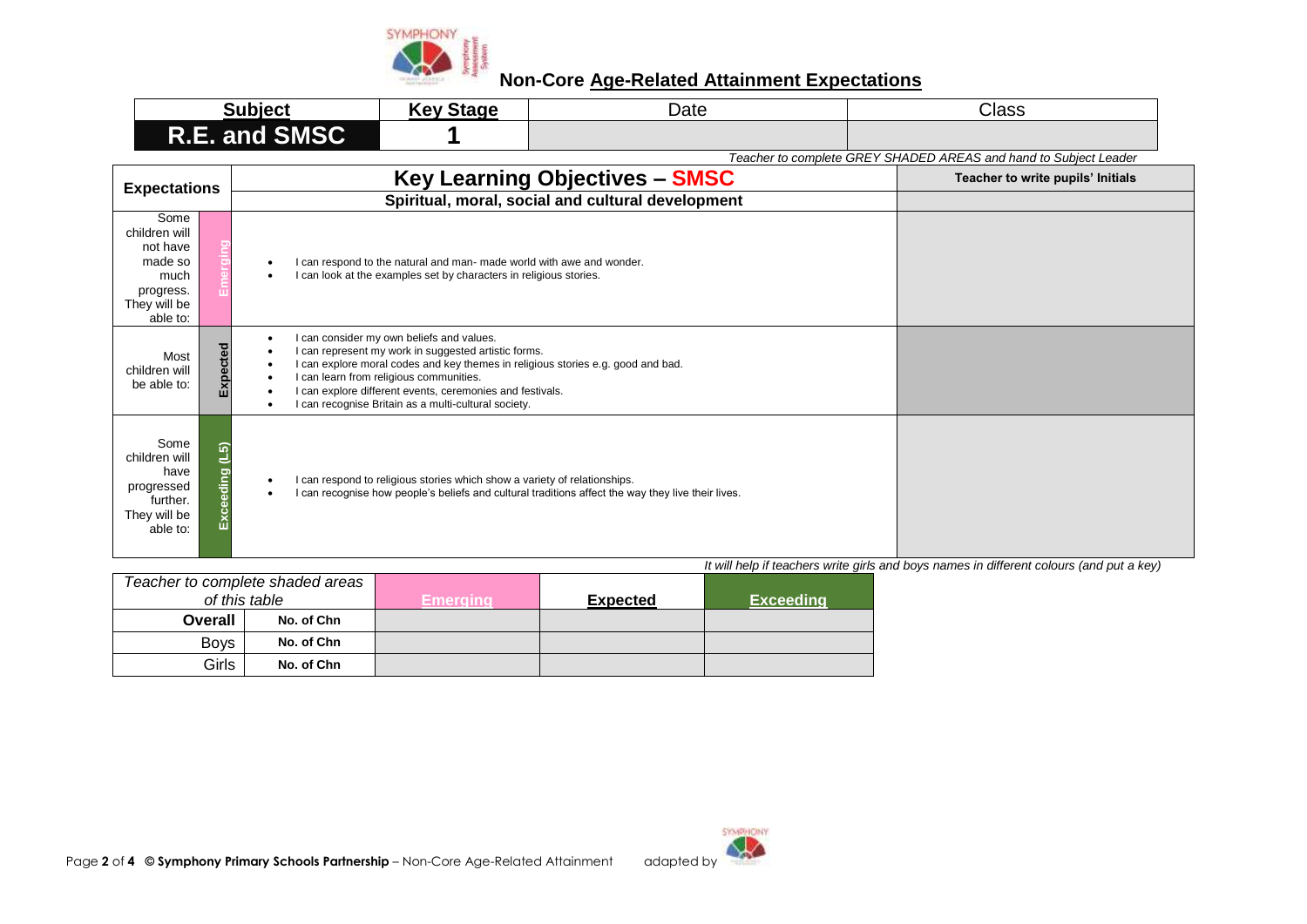# Non-Core Age-Related Attainment Expectations

| Subject | Key Stage | Date | Class |
|---|---|---|---|
| **R.E. and SMSC** | **1** | | |

*Teacher to complete GREY SHADED AREAS and hand to Subject Leader*

| Expectations | | Key Learning Objectives – SMSC<br>Spiritual, moral, social and cultural development | Teacher to write pupils' Initials |
|---|---|---|---|
| Some children will not have made so much progress. They will be able to: | Emerging | • I can respond to the natural and man- made world with awe and wonder.<br>• I can look at the examples set by characters in religious stories. | |
| Most children will be able to: | Expected | • I can consider my own beliefs and values.<br>• I can represent my work in suggested artistic forms.<br>• I can explore moral codes and key themes in religious stories e.g. good and bad.<br>• I can learn from religious communities.<br>• I can explore different events, ceremonies and festivals.<br>• I can recognise Britain as a multi-cultural society. | |
| Some children will have progressed further. They will be able to: | Exceeding (L5) | • I can respond to religious stories which show a variety of relationships.<br>• I can recognise how people's beliefs and cultural traditions affect the way they live their lives. | |

*It will help if teachers write girls and boys names in different colours (and put a key)*

| *Teacher to complete shaded areas of this table* | | Emerging | Expected | Exceeding |
|---|---|---|---|---|
| **Overall** | **No. of Chn** | | | |
| Boys | **No. of Chn** | | | |
| Girls | **No. of Chn** | | | |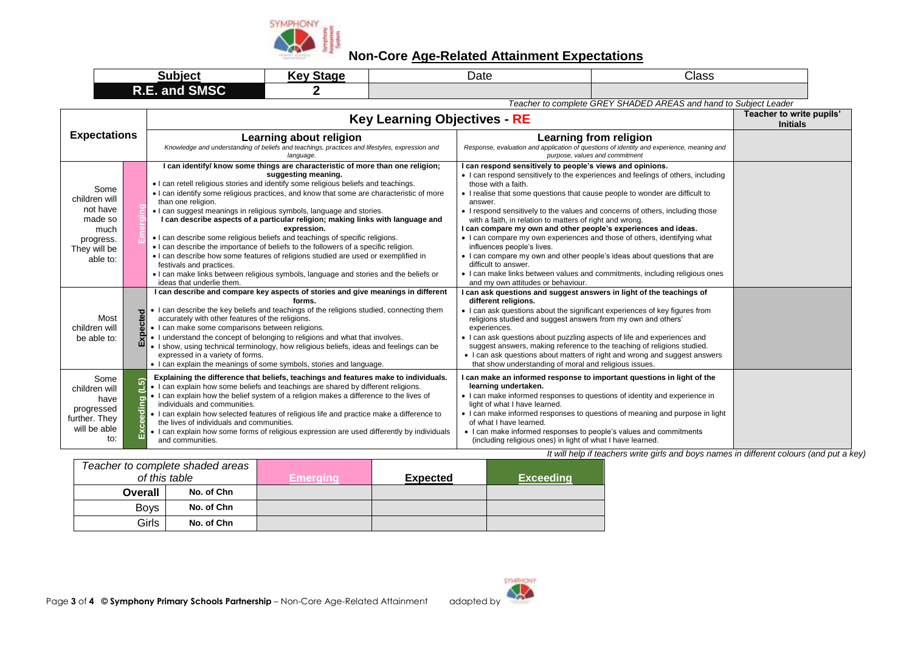# Non-Core Age-Related Attainment Expectations

| Subject | Key Stage | Date | Class |
|---|---|---|---|
| R.E. and SMSC | 2 | | |

*Teacher to complete GREY SHADED AREAS and hand to Subject Leader*

| Expectations | | Key Learning Objectives - RE: Learning about religion<br>*Knowledge and understanding of beliefs and teachings, practices and lifestyles, expression and language.* | Key Learning Objectives - RE: Learning from religion<br>*Response, evaluation and application of questions of identity and experience, meaning and purpose, values and commitment* | Teacher to write pupils' Initials |
|---|---|---|---|---|
| Some children will not have made so much progress. They will be able to: | Emerging | **I can identify/ know some things are characteristic of more than one religion; suggesting meaning.**<br>• I can retell religious stories and identify some religious beliefs and teachings.<br>• I can identify some religious practices, and know that some are characteristic of more than one religion.<br>• I can suggest meanings in religious symbols, language and stories.<br>**I can describe aspects of a particular religion; making links with language and expression.**<br>• I can describe some religious beliefs and teachings of specific religions.<br>• I can describe the importance of beliefs to the followers of a specific religion.<br>• I can describe how some features of religions studied are used or exemplified in festivals and practices.<br>• I can make links between religious symbols, language and stories and the beliefs or ideas that underlie them. | **I can respond sensitively to people's views and opinions.**<br>• I can respond sensitively to the experiences and feelings of others, including those with a faith.<br>• I realise that some questions that cause people to wonder are difficult to answer.<br>• I respond sensitively to the values and concerns of others, including those with a faith, in relation to matters of right and wrong.<br>**I can compare my own and other people's experiences and ideas.**<br>• I can compare my own experiences and those of others, identifying what influences people's lives.<br>• I can compare my own and other people's ideas about questions that are difficult to answer.<br>• I can make links between values and commitments, including religious ones and my own attitudes or behaviour. | |
| Most children will be able to: | Expected | **I can describe and compare key aspects of stories and give meanings in different forms.**<br>• I can describe the key beliefs and teachings of the religions studied, connecting them accurately with other features of the religions.<br>• I can make some comparisons between religions.<br>• I understand the concept of belonging to religions and what that involves.<br>• I show, using technical terminology, how religious beliefs, ideas and feelings can be expressed in a variety of forms.<br>• I can explain the meanings of some symbols, stories and language. | **I can ask questions and suggest answers in light of the teachings of different religions.**<br>• I can ask questions about the significant experiences of key figures from religions studied and suggest answers from my own and others' experiences.<br>• I can ask questions about puzzling aspects of life and experiences and suggest answers, making reference to the teaching of religions studied.<br>• I can ask questions about matters of right and wrong and suggest answers that show understanding of moral and religious issues. | |
| Some children will have progressed further. They will be able to: | Exceeding (L5) | **Explaining the difference that beliefs, teachings and features make to individuals.**<br>• I can explain how some beliefs and teachings are shared by different religions.<br>• I can explain how the belief system of a religion makes a difference to the lives of individuals and communities.<br>• I can explain how selected features of religious life and practice make a difference to the lives of individuals and communities.<br>• I can explain how some forms of religious expression are used differently by individuals and communities. | **I can make an informed response to important questions in light of the learning undertaken.**<br>• I can make informed responses to questions of identity and experience in light of what I have learned.<br>• I can make informed responses to questions of meaning and purpose in light of what I have learned.<br>• I can make informed responses to people's values and commitments (including religious ones) in light of what I have learned. | |

*It will help if teachers write girls and boys names in different colours (and put a key)*

| *Teacher to complete shaded areas of this table* | | Emerging | Expected | Exceeding |
|---|---|---|---|---|
| **Overall** | **No. of Chn** | | | |
| Boys | **No. of Chn** | | | |
| Girls | **No. of Chn** | | | |

© **Symphony Primary Schools Partnership** – Non-Core Age-Related Attainment adapted by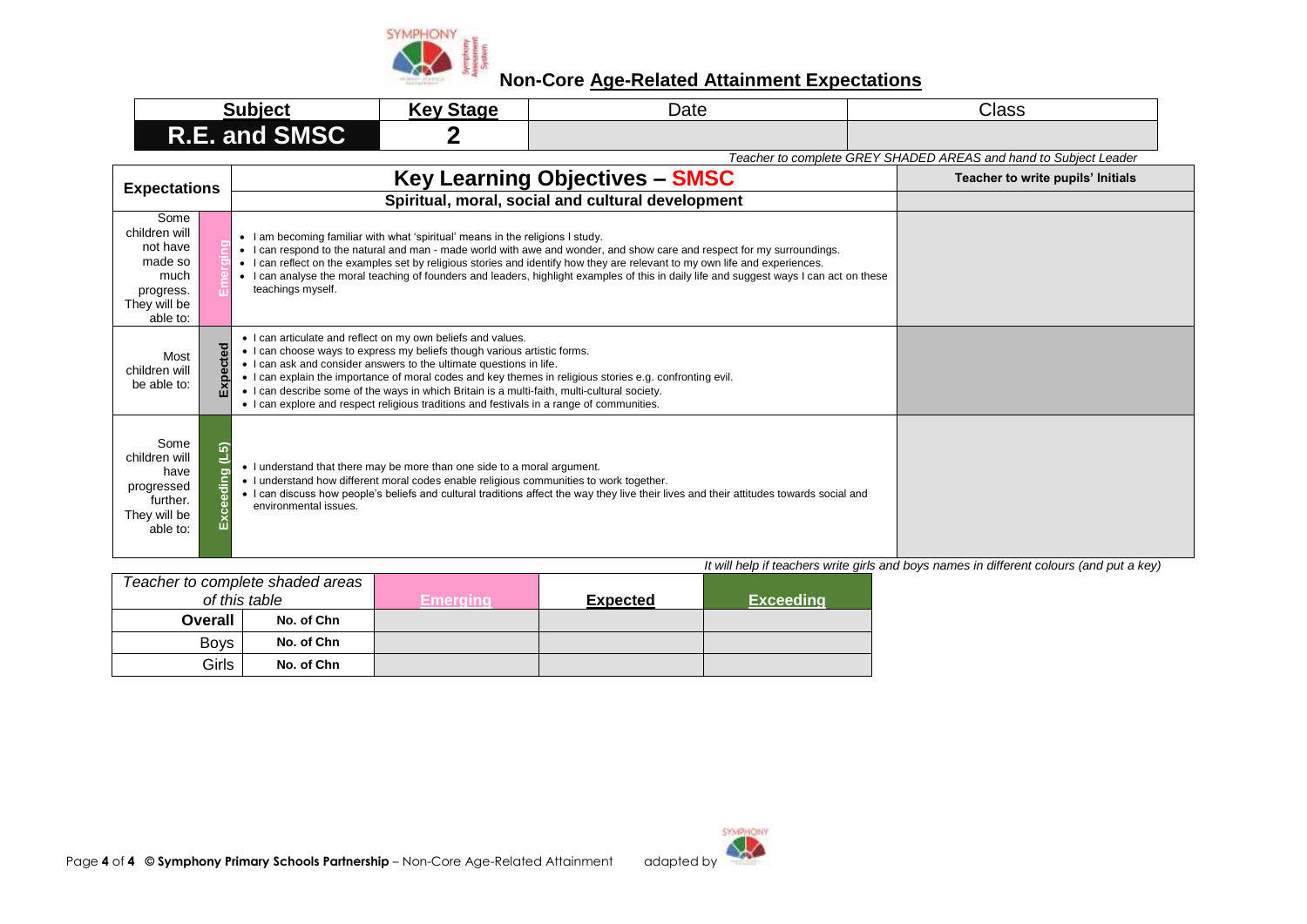## Non-Core Age-Related Attainment Expectations

| Subject | Key Stage | Date | Class |
|---|---|---|---|
| **R.E. and SMSC** | **2** | | |

*Teacher to complete GREY SHADED AREAS and hand to Subject Leader*

| Expectations | | Key Learning Objectives – SMSC<br>Spiritual, moral, social and cultural development | Teacher to write pupils' Initials |
|---|---|---|---|
| Some children will not have made so much progress. They will be able to: | Emerging | • I am becoming familiar with what 'spiritual' means in the religions I study.<br>• I can respond to the natural and man - made world with awe and wonder, and show care and respect for my surroundings.<br>• I can reflect on the examples set by religious stories and identify how they are relevant to my own life and experiences.<br>• I can analyse the moral teaching of founders and leaders, highlight examples of this in daily life and suggest ways I can act on these teachings myself. | |
| Most children will be able to: | Expected | • I can articulate and reflect on my own beliefs and values.<br>• I can choose ways to express my beliefs though various artistic forms.<br>• I can ask and consider answers to the ultimate questions in life.<br>• I can explain the importance of moral codes and key themes in religious stories e.g. confronting evil.<br>• I can describe some of the ways in which Britain is a multi-faith, multi-cultural society.<br>• I can explore and respect religious traditions and festivals in a range of communities. | |
| Some children will have progressed further. They will be able to: | Exceeding (L5) | • I understand that there may be more than one side to a moral argument.<br>• I understand how different moral codes enable religious communities to work together.<br>• I can discuss how people's beliefs and cultural traditions affect the way they live their lives and their attitudes towards social and environmental issues. | |

*It will help if teachers write girls and boys names in different colours (and put a key)*

| *Teacher to complete shaded areas of this table* | | Emerging | Expected | Exceeding |
|---|---|---|---|---|
| **Overall** | **No. of Chn** | | | |
| Boys | **No. of Chn** | | | |
| Girls | **No. of Chn** | | | |

**© Symphony Primary Schools Partnership** – Non-Core Age-Related Attainment adapted by